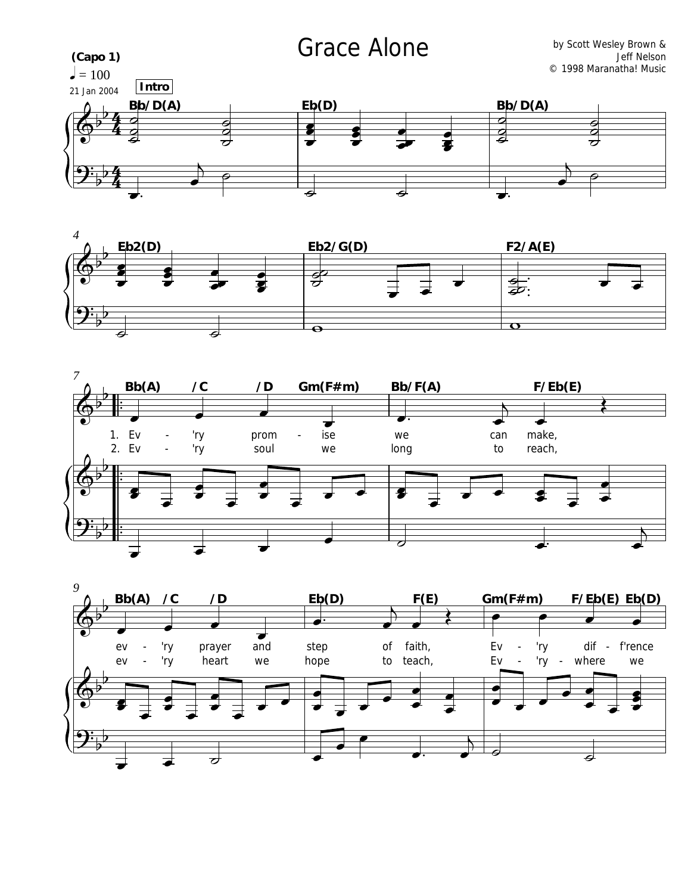# Grace Alone

by Scott Wesley Brown & Jeff Nelson
© 1998 Maranatha! Music

**(Capo 1)**

♩ = 100

21 Jan 2004

**Intro**

Bb/D(A) | Eb(D) | Bb/D(A)

Eb2(D) | Eb2/G(D) | F2/A(E)

Bb(A) /C /D Gm(F#m) | Bb/F(A) F/Eb(E)

1. Ev - 'ry prom - ise we can make,
2. Ev - 'ry soul we long to reach,

Bb(A) /C /D | Eb(D) F(E) | Gm(F#m) F/Eb(E) Eb(D)

ev - 'ry prayer and step of faith, Ev - 'ry dif - f'rence
ev - 'ry heart we hope to teach, Ev - 'ry - where we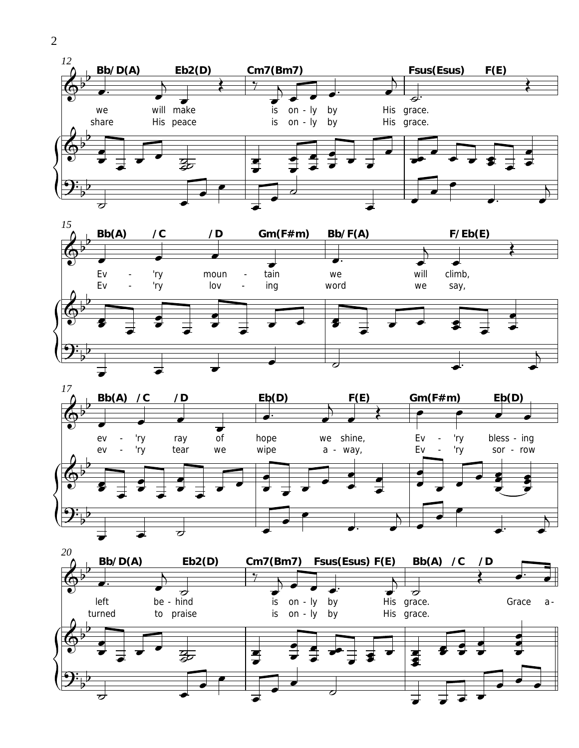12

Bb/D(A) Eb2(D) Cm7(Bm7) Fsus(Esus) F(E)

we will make is on - ly by His grace.
share His peace is on - ly by His grace.

15

Bb(A) /C /D Gm(F#m) Bb/F(A) F/Eb(E)

Ev - 'ry moun - tain we will climb,
Ev - 'ry lov - ing word we say,

17

Bb(A) /C /D Eb(D) F(E) Gm(F#m) Eb(D)

ev - 'ry ray of hope we shine, Ev - 'ry bless - ing
ev - 'ry tear we wipe a - way, Ev - 'ry sor - row

20

Bb/D(A) Eb2(D) Cm7(Bm7) Fsus(Esus) F(E) Bb(A) /C /D

left be - hind is on - ly by His grace. Grace a -
turned to praise is on - ly by His grace.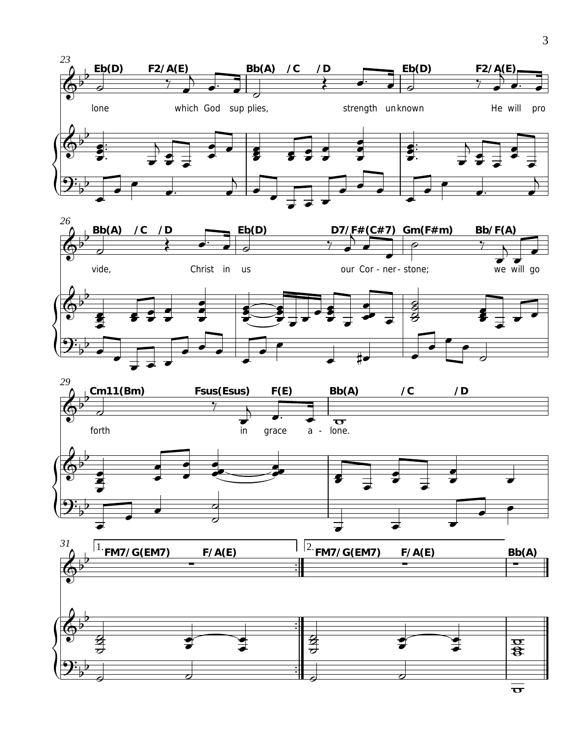23

Eb(D) F2/A(E) Bb(A) /C /D Eb(D) F2/A(E)

lone which God sup plies, strength unknown He will pro

26

Bb(A) /C /D Eb(D) D7/F#(C#7) Gm(F#m) Bb/F(A)

vide, Christ in us our Cor - ner- stone; we will go

29

Cm11(Bm) Fsus(Esus) F(E) Bb(A) /C /D

forth in grace a - lone.

31

1. FM7/G(EM7) F/A(E)

2. FM7/G(EM7) F/A(E) Bb(A)